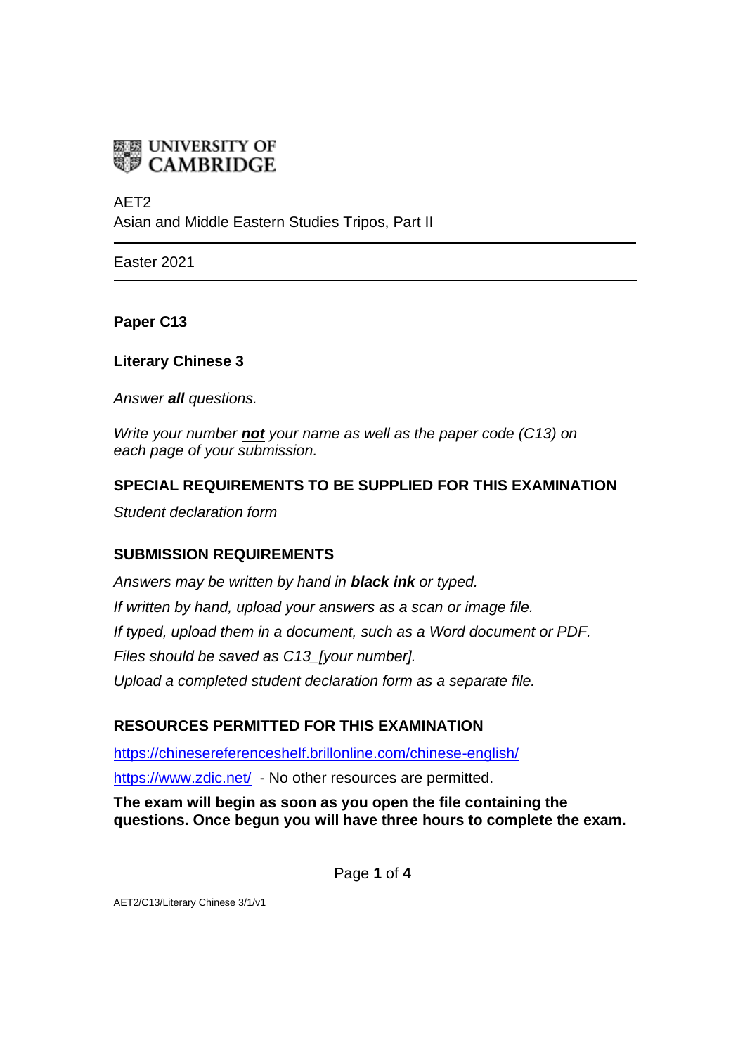UNIVERSITY OF CAMBRIDGE

AET2
Asian and Middle Eastern Studies Tripos, Part II

---

Easter 2021

---

**Paper C13**

**Literary Chinese 3**

*Answer **all** questions.*

*Write your number **not** your name as well as the paper code (C13) on each page of your submission.*

## SPECIAL REQUIREMENTS TO BE SUPPLIED FOR THIS EXAMINATION

*Student declaration form*

## SUBMISSION REQUIREMENTS

*Answers may be written by hand in **black ink** or typed.*
*If written by hand, upload your answers as a scan or image file.*
*If typed, upload them in a document, such as a Word document or PDF.*
*Files should be saved as C13_[your number].*
*Upload a completed student declaration form as a separate file.*

## RESOURCES PERMITTED FOR THIS EXAMINATION

https://chinesereferenceshelf.brillonline.com/chinese-english/
https://www.zdic.net/ - No other resources are permitted.

**The exam will begin as soon as you open the file containing the questions. Once begun you will have three hours to complete the exam.**

AET2/C13/Literary Chinese 3/1/v1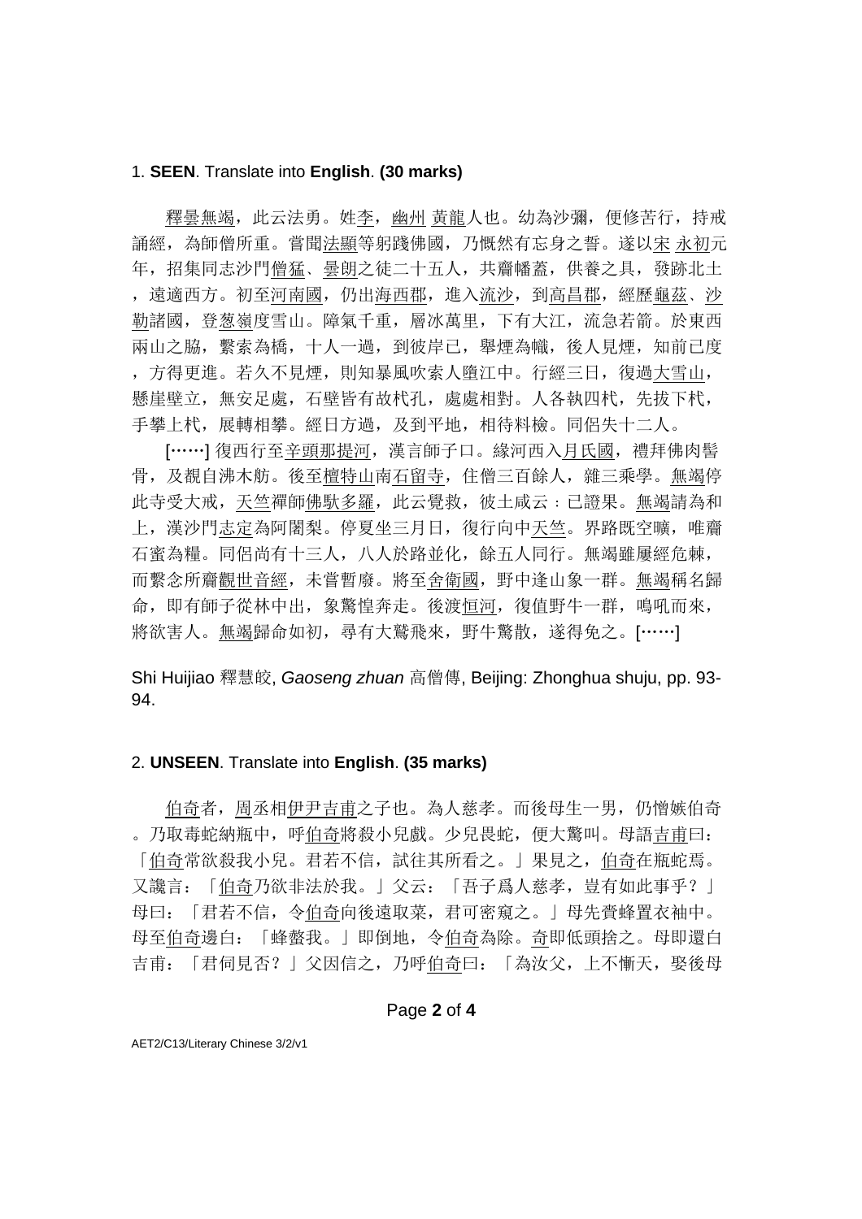1. **SEEN**. Translate into **English**. **(30 marks)**

釋曇無竭，此云法勇。姓李，幽州 黃龍人也。幼為沙彌，便修苦行，持戒誦經，為師僧所重。嘗聞法顯等躬踐佛國，乃慨然有忘身之誓。遂以宋 永初元年，招集同志沙門僧猛、曇朗之徒二十五人，共齎幡蓋，供養之具，發跡北土，遠適西方。初至河南國，仍出海西郡，進入流沙，到高昌郡，經歷龜茲、沙勒諸國，登葱嶺度雪山。障氣千重，層冰萬里，下有大江，流急若箭。於東西兩山之脇，繫索為橋，十人一過，到彼岸已，舉煙為幟，後人見煙，知前已度，方得更進。若久不見煙，則知暴風吹索人墮江中。行經三日，復過大雪山，懸崖壁立，無安足處，石壁皆有故杙孔，處處相對。人各執四杙，先拔下杙，手攀上杙，展轉相攀。經日方過，及到平地，相待料檢。同侶失十二人。

[……] 復西行至辛頭那提河，漢言師子口。緣河西入月氏國，禮拜佛肉髻骨，及覩自沸木舫。後至檀特山南石留寺，住僧三百餘人，雜三乘學。無竭停此寺受大戒，天竺禪師佛馱多羅，此云覺救，彼土咸云：已證果。無竭請為和上，漢沙門志定為阿闍梨。停夏坐三月日，復行向中天竺。界路既空曠，唯齎石蜜為糧。同侶尚有十三人，八人於路並化，餘五人同行。無竭雖屢經危棘，而繫念所齎觀世音經，未嘗暫廢。將至舍衛國，野中逢山象一群。無竭稱名歸命，即有師子從林中出，象驚惶奔走。後渡恒河，復值野牛一群，鳴吼而來，將欲害人。無竭歸命如初，尋有大鷲飛來，野牛驚散，遂得免之。[……]

Shi Huijiao 釋慧皎, *Gaoseng zhuan* 高僧傳, Beijing: Zhonghua shuju, pp. 93-94.

2. **UNSEEN**. Translate into **English**. **(35 marks)**

伯奇者，周丞相伊尹吉甫之子也。為人慈孝。而後母生一男，仍憎嫉伯奇。乃取毒蛇納瓶中，呼伯奇將殺小兒戲。少兒畏蛇，便大驚叫。母語吉甫曰：「伯奇常欲殺我小兒。君若不信，試往其所看之。」果見之，伯奇在瓶蛇焉。又讒言：「伯奇乃欲非法於我。」父云：「吾子爲人慈孝，豈有如此事乎？」母曰：「君若不信，令伯奇向後遠取菜，君可密窺之。」母先賫蜂置衣袖中。母至伯奇邊白：「蜂螫我。」即倒地，令伯奇為除。奇即低頭捨之。母即還白吉甫：「君伺見否？」父因信之，乃呼伯奇曰：「為汝父，上不慚天，娶後母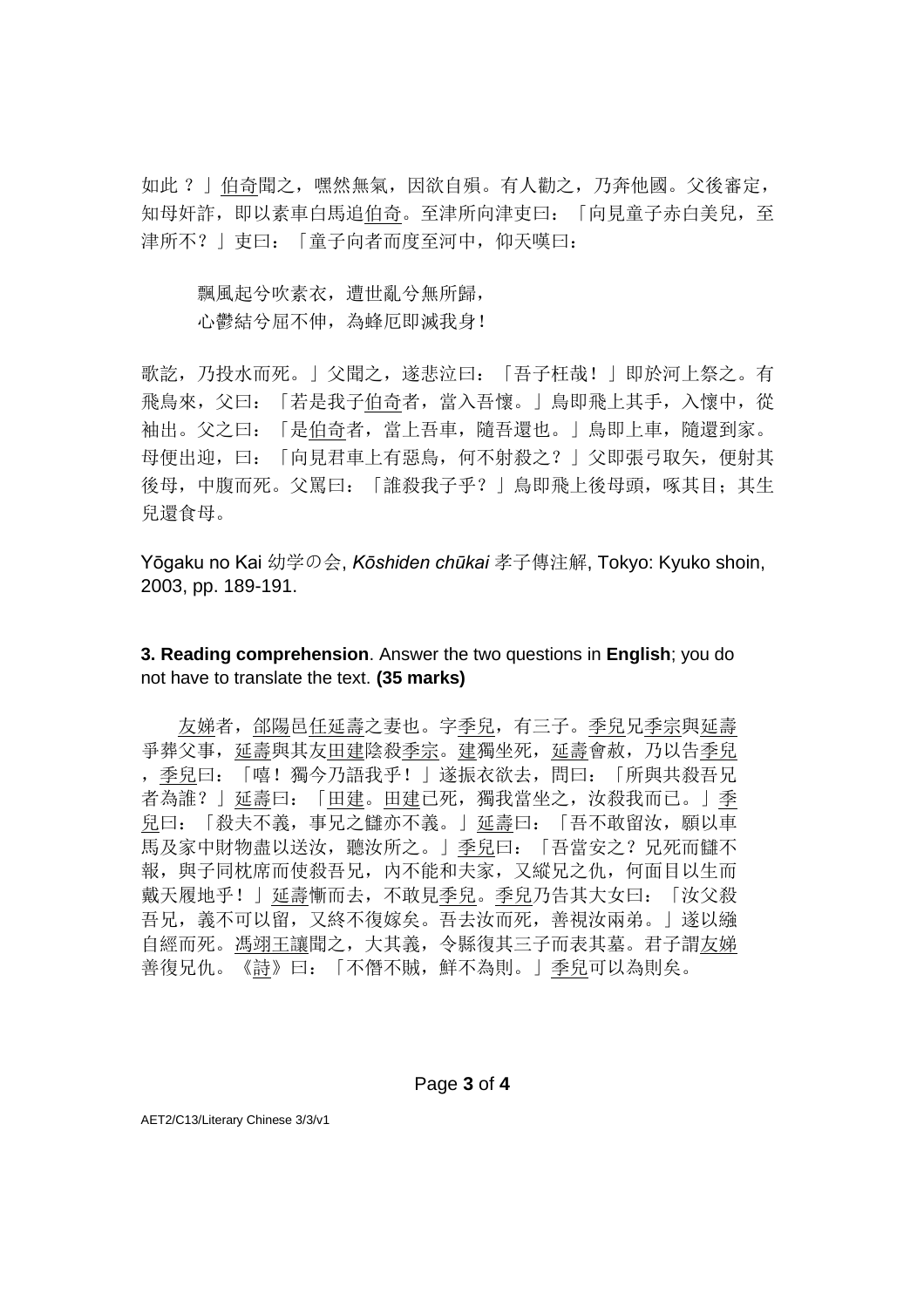如此？」伯奇聞之，嘿然無氣，因欲自殞。有人勸之，乃奔他國。父後審定，知母奸詐，即以素車白馬追伯奇。至津所向津吏曰：「向見童子赤白美兒，至津所不？」吏曰：「童子向者而度至河中，仰天嘆曰：

> 飄風起兮吹素衣，遭世亂兮無所歸，
> 心鬱結兮屈不伸，為蜂厄即滅我身！

歌訖，乃投水而死。」父聞之，遂悲泣曰：「吾子枉哉！」即於河上祭之。有飛鳥來，父曰：「若是我子伯奇者，當入吾懷。」鳥即飛上其手，入懷中，從袖出。父之曰：「是伯奇者，當上吾車，隨吾還也。」鳥即上車，隨還到家。母便出迎，曰：「向見君車上有惡鳥，何不射殺之？」父即張弓取矢，便射其後母，中腹而死。父罵曰：「誰殺我子乎？」鳥即飛上後母頭，啄其目；其生兒還食母。

Yōgaku no Kai 幼学の会, *Kōshiden chūkai* 孝子傳注解, Tokyo: Kyuko shoin, 2003, pp. 189-191.

**3. Reading comprehension**. Answer the two questions in **English**; you do not have to translate the text. **(35 marks)**

友娣者，郃陽邑任延壽之妻也。字季兒，有三子。季兒兄季宗與延壽爭葬父事，延壽與其友田建陰殺季宗。建獨坐死，延壽會赦，乃以告季兒，季兒曰：「嘻！獨今乃語我乎！」遂振衣欲去，問曰：「所與共殺吾兄者為誰？」延壽曰：「田建。田建已死，獨我當坐之，汝殺我而已。」季兒曰：「殺夫不義，事兄之讎亦不義。」延壽曰：「吾不敢留汝，願以車馬及家中財物盡以送汝，聽汝所之。」季兒曰：「吾當安之？兄死而讎不報，與子同枕席而使殺吾兄，內不能和夫家，又縱兄之仇，何面目以生而戴天履地乎！」延壽慚而去，不敢見季兒。季兒乃告其大女曰：「汝父殺吾兄，義不可以留，又終不復嫁矣。吾去汝而死，善視汝兩弟。」遂以繈自經而死。馮翊王讓聞之，大其義，令縣復其三子而表其墓。君子謂友娣善復兄仇。《詩》曰：「不僭不賊，鮮不為則。」季兒可以為則矣。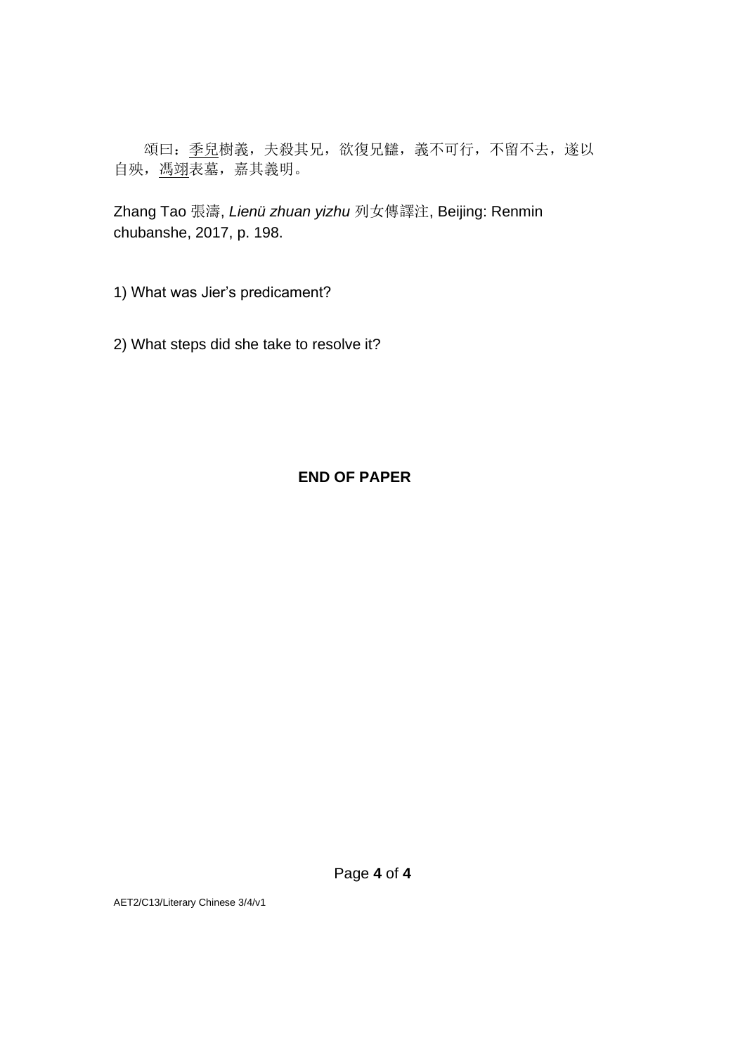頌曰：<u>季兒</u>樹義，夫殺其兄，欲復兄讎，義不可行，不留不去，遂以自殃，<u>馮翊</u>表墓，嘉其義明。

Zhang Tao 張濤, *Lienü zhuan yizhu* 列女傳譯注, Beijing: Renmin chubanshe, 2017, p. 198.

1) What was Jier's predicament?

2) What steps did she take to resolve it?

**END OF PAPER**

AET2/C13/Literary Chinese 3/4/v1